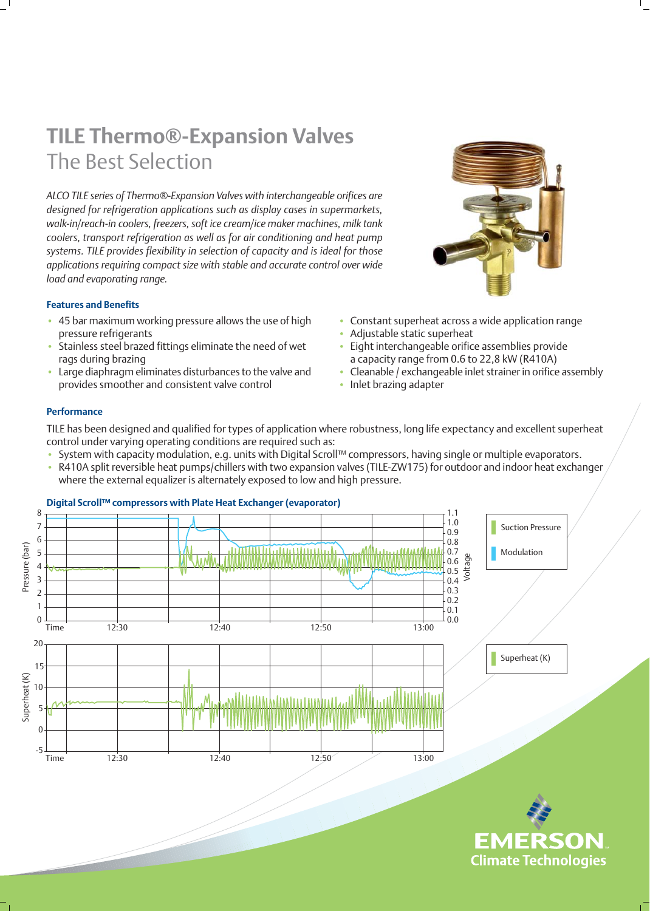# TILE Thermo®-Expansion Valves

## The Best Selection

*ALCO TILE series of Thermo®-Expansion Valves with interchangeable orifices are designed for refrigeration applications such as display cases in supermarkets, walk-in/reach-in coolers, freezers, soft ice cream/ice maker machines, milk tank coolers, transport refrigeration as well as for air conditioning and heat pump systems. TILE provides flexibility in selection of capacity and is ideal for those applications requiring compact size with stable and accurate control over wide load and evaporating range.*

### Features and Benefits

- 45 bar maximum working pressure allows the use of high pressure refrigerants
- Stainless steel brazed fittings eliminate the need of wet rags during brazing
- Large diaphragm eliminates disturbances to the valve and provides smoother and consistent valve control
- Constant superheat across a wide application range
- Adjustable static superheat
- Eight interchangeable orifice assemblies provide a capacity range from 0.6 to 22,8 kW (R410A)
- Cleanable / exchangeable inlet strainer in orifice assembly
- Inlet brazing adapter

### Performance

TILE has been designed and qualified for types of application where robustness, long life expectancy and excellent superheat control under varying operating conditions are required such as:

- System with capacity modulation, e.g. units with Digital Scroll™ compressors, having single or multiple evaporators.
- R410A split reversible heat pumps/chillers with two expansion valves (TILE-ZW175) for outdoor and indoor heat exchanger where the external equalizer is alternately exposed to low and high pressure.

**Digital Scroll™ compressors with Plate Heat Exchanger (evaporator)**

Chart 1: Pressure (bar) 0–8 and Voltage 0.0–1.1 vs. Time (12:30, 12:40, 12:50, 13:00). Legend: Suction Pressure, Modulation.

Chart 2: Superheat (K) -5–20 vs. Time (12:30, 12:40, 12:50, 13:00). Legend: Superheat (K).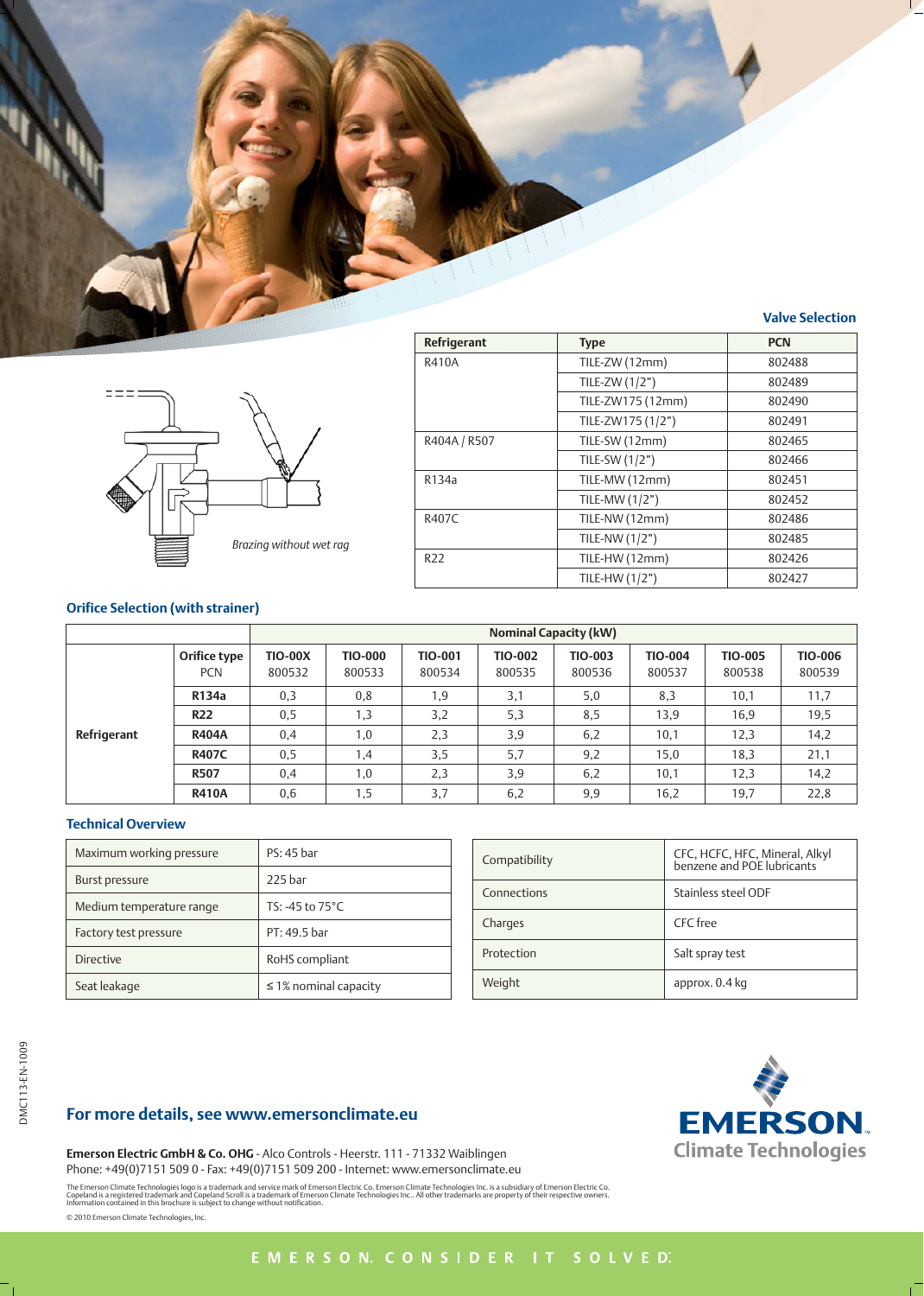Brazing without wet rag

## Valve Selection

| Refrigerant | Type | PCN |
|---|---|---|
| R410A | TILE-ZW (12mm) | 802488 |
| | TILE-ZW (1/2") | 802489 |
| | TILE-ZW175 (12mm) | 802490 |
| | TILE-ZW175 (1/2") | 802491 |
| R404A / R507 | TILE-SW (12mm) | 802465 |
| | TILE-SW (1/2") | 802466 |
| R134a | TILE-MW (12mm) | 802451 |
| | TILE-MW (1/2") | 802452 |
| R407C | TILE-NW (12mm) | 802486 |
| | TILE-NW (1/2") | 802485 |
| R22 | TILE-HW (12mm) | 802426 |
| | TILE-HW (1/2") | 802427 |

## Orifice Selection (with strainer)

| | | Nominal Capacity (kW) | | | | | | | |
|---|---|---|---|---|---|---|---|---|---|
| | Orifice type PCN | TIO-00X 800532 | TIO-000 800533 | TIO-001 800534 | TIO-002 800535 | TIO-003 800536 | TIO-004 800537 | TIO-005 800538 | TIO-006 800539 |
| Refrigerant | **R134a** | 0,3 | 0,8 | 1,9 | 3,1 | 5,0 | 8,3 | 10,1 | 11,7 |
| | **R22** | 0,5 | 1,3 | 3,2 | 5,3 | 8,5 | 13,9 | 16,9 | 19,5 |
| | **R404A** | 0,4 | 1,0 | 2,3 | 3,9 | 6,2 | 10,1 | 12,3 | 14,2 |
| | **R407C** | 0,5 | 1,4 | 3,5 | 5,7 | 9,2 | 15,0 | 18,3 | 21,1 |
| | **R507** | 0,4 | 1,0 | 2,3 | 3,9 | 6,2 | 10,1 | 12,3 | 14,2 |
| | **R410A** | 0,6 | 1,5 | 3,7 | 6,2 | 9,9 | 16,2 | 19,7 | 22,8 |

## Technical Overview

| | |
|---|---|
| Maximum working pressure | PS: 45 bar |
| Burst pressure | 225 bar |
| Medium temperature range | TS: -45 to 75°C |
| Factory test pressure | PT: 49.5 bar |
| Directive | RoHS compliant |
| Seat leakage | ≤ 1% nominal capacity |

| | |
|---|---|
| Compatibility | CFC, HCFC, HFC, Mineral, Alkyl benzene and POE lubricants |
| Connections | Stainless steel ODF |
| Charges | CFC free |
| Protection | Salt spray test |
| Weight | approx. 0.4 kg |

DMC13-EN-1009

## For more details, see www.emersonclimate.eu

EMERSON. Climate Technologies

**Emerson Electric GmbH & Co. OHG** - Alco Controls - Heerstr. 111 - 71332 Waiblingen
Phone: +49(0)7151 509 0 - Fax: +49(0)7151 509 200 - Internet: www.emersonclimate.eu

The Emerson Climate Technologies logo is a trademark and service mark of Emerson Electric Co. Emerson Climate Technologies Inc. is a subsidiary of Emerson Electric Co. Copeland is a registered trademark and Copeland Scroll is a trademark of Emerson Climate Technologies Inc.. All other trademarks are property of their respective owners. Information contained in this brochure is subject to change without notification.

© 2010 Emerson Climate Technologies, Inc.

EMERSON. CONSIDER IT SOLVED.